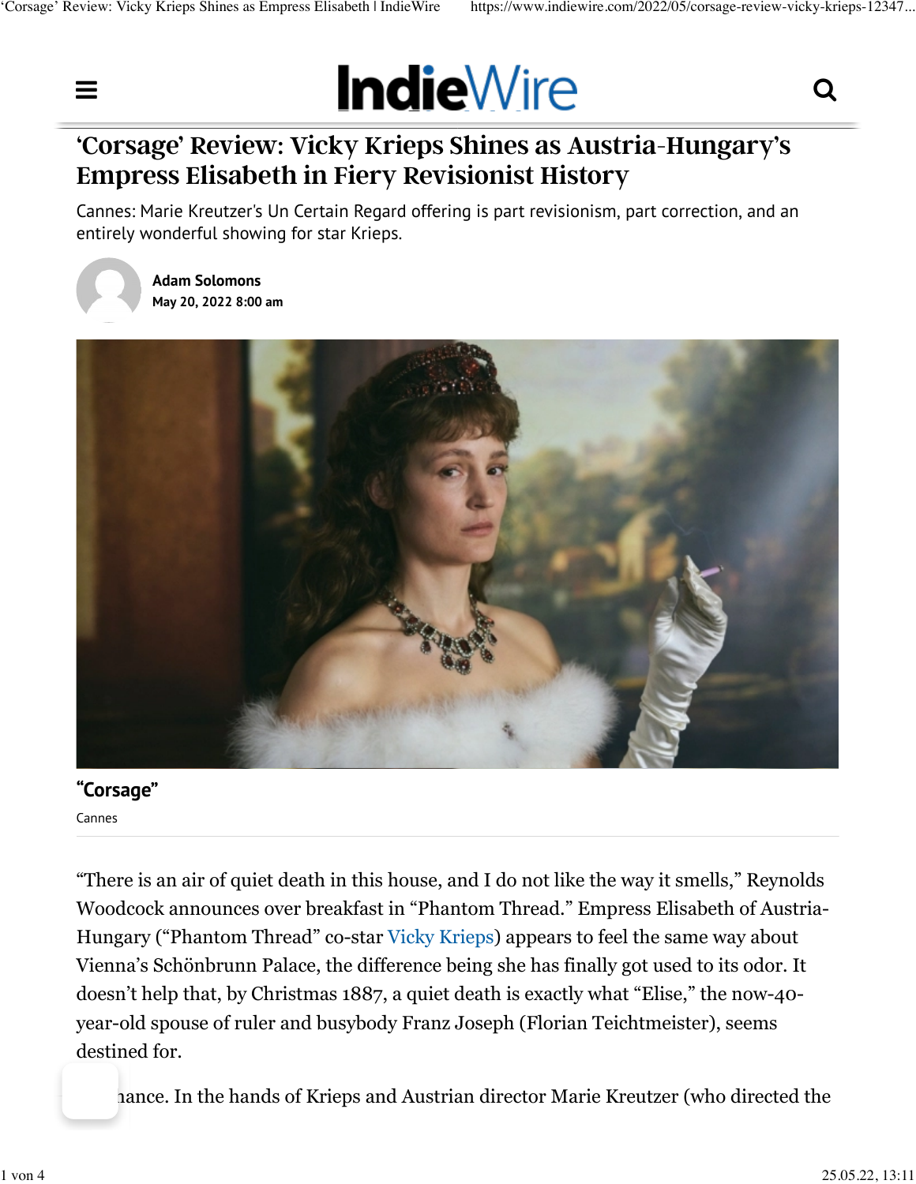# 'Corsage' Review: Vicky Krieps Shines as Austria-Hungary's Empress Elisabeth in Fiery Revisionist History

Cannes: Marie Kreutzer's Un Certain Regard offering is part revisionism, part correction, and an entirely wonderful showing for star Krieps.

**Adam Solomons**
**May 20, 2022 8:00 am**

**"Corsage"**

Cannes

"There is an air of quiet death in this house, and I do not like the way it smells," Reynolds Woodcock announces over breakfast in "Phantom Thread." Empress Elisabeth of Austria-Hungary ("Phantom Thread" co-star Vicky Krieps) appears to feel the same way about Vienna's Schönbrunn Palace, the difference being she has finally got used to its odor. It doesn't help that, by Christmas 1887, a quiet death is exactly what "Elise," the now-40-year-old spouse of ruler and busybody Franz Joseph (Florian Teichtmeister), seems destined for.

...hance. In the hands of Krieps and Austrian director Marie Kreutzer (who directed the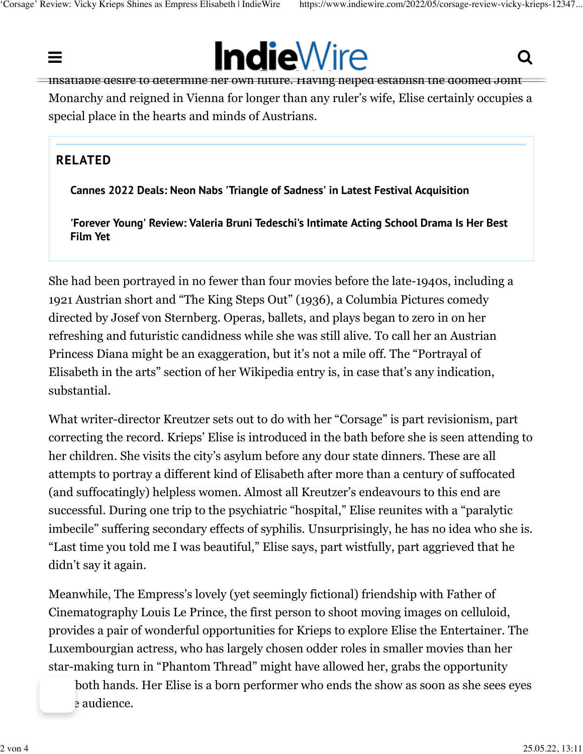insatiable desire to determine her own future. Having helped establish the doomed Joint Monarchy and reigned in Vienna for longer than any ruler's wife, Elise certainly occupies a special place in the hearts and minds of Austrians.

**RELATED**

**Cannes 2022 Deals: Neon Nabs 'Triangle of Sadness' in Latest Festival Acquisition**

**'Forever Young' Review: Valeria Bruni Tedeschi's Intimate Acting School Drama Is Her Best Film Yet**

She had been portrayed in no fewer than four movies before the late-1940s, including a 1921 Austrian short and "The King Steps Out" (1936), a Columbia Pictures comedy directed by Josef von Sternberg. Operas, ballets, and plays began to zero in on her refreshing and futuristic candidness while she was still alive. To call her an Austrian Princess Diana might be an exaggeration, but it's not a mile off. The "Portrayal of Elisabeth in the arts" section of her Wikipedia entry is, in case that's any indication, substantial.

What writer-director Kreutzer sets out to do with her "Corsage" is part revisionism, part correcting the record. Krieps' Elise is introduced in the bath before she is seen attending to her children. She visits the city's asylum before any dour state dinners. These are all attempts to portray a different kind of Elisabeth after more than a century of suffocated (and suffocatingly) helpless women. Almost all Kreutzer's endeavours to this end are successful. During one trip to the psychiatric "hospital," Elise reunites with a "paralytic imbecile" suffering secondary effects of syphilis. Unsurprisingly, he has no idea who she is. "Last time you told me I was beautiful," Elise says, part wistfully, part aggrieved that he didn't say it again.

Meanwhile, The Empress's lovely (yet seemingly fictional) friendship with Father of Cinematography Louis Le Prince, the first person to shoot moving images on celluloid, provides a pair of wonderful opportunities for Krieps to explore Elise the Entertainer. The Luxembourgian actress, who has largely chosen odder roles in smaller movies than her star-making turn in "Phantom Thread" might have allowed her, grabs the opportunity both hands. Her Elise is a born performer who ends the show as soon as she sees eyes e audience.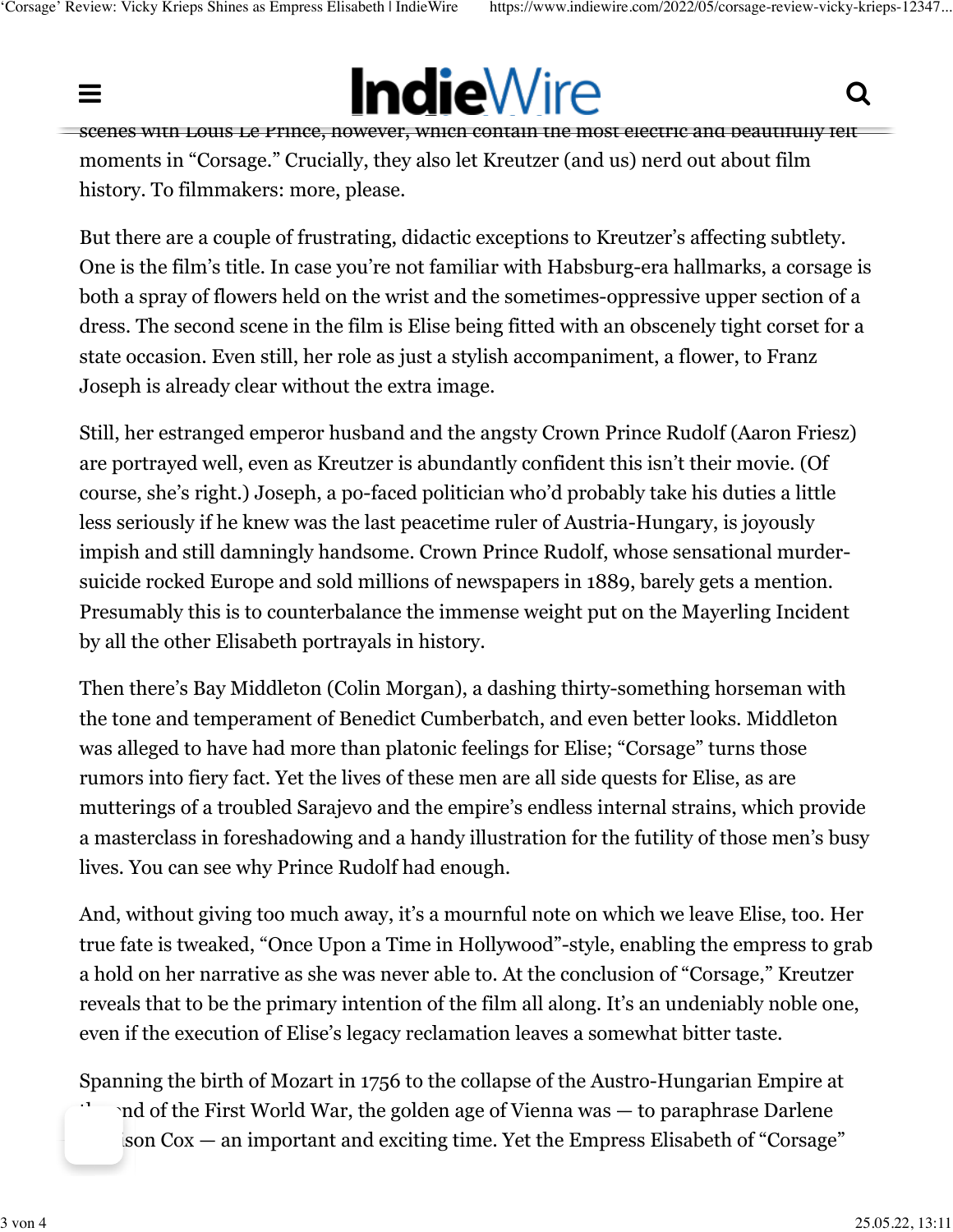scenes with Louis Le Prince, however, which contain the most electric and beautifully felt moments in "Corsage." Crucially, they also let Kreutzer (and us) nerd out about film history. To filmmakers: more, please.

But there are a couple of frustrating, didactic exceptions to Kreutzer's affecting subtlety. One is the film's title. In case you're not familiar with Habsburg-era hallmarks, a corsage is both a spray of flowers held on the wrist and the sometimes-oppressive upper section of a dress. The second scene in the film is Elise being fitted with an obscenely tight corset for a state occasion. Even still, her role as just a stylish accompaniment, a flower, to Franz Joseph is already clear without the extra image.

Still, her estranged emperor husband and the angsty Crown Prince Rudolf (Aaron Friesz) are portrayed well, even as Kreutzer is abundantly confident this isn't their movie. (Of course, she's right.) Joseph, a po-faced politician who'd probably take his duties a little less seriously if he knew was the last peacetime ruler of Austria-Hungary, is joyously impish and still damningly handsome. Crown Prince Rudolf, whose sensational murder-suicide rocked Europe and sold millions of newspapers in 1889, barely gets a mention. Presumably this is to counterbalance the immense weight put on the Mayerling Incident by all the other Elisabeth portrayals in history.

Then there's Bay Middleton (Colin Morgan), a dashing thirty-something horseman with the tone and temperament of Benedict Cumberbatch, and even better looks. Middleton was alleged to have had more than platonic feelings for Elise; "Corsage" turns those rumors into fiery fact. Yet the lives of these men are all side quests for Elise, as are mutterings of a troubled Sarajevo and the empire's endless internal strains, which provide a masterclass in foreshadowing and a handy illustration for the futility of those men's busy lives. You can see why Prince Rudolf had enough.

And, without giving too much away, it's a mournful note on which we leave Elise, too. Her true fate is tweaked, "Once Upon a Time in Hollywood"-style, enabling the empress to grab a hold on her narrative as she was never able to. At the conclusion of "Corsage," Kreutzer reveals that to be the primary intention of the film all along. It's an undeniably noble one, even if the execution of Elise's legacy reclamation leaves a somewhat bitter taste.

Spanning the birth of Mozart in 1756 to the collapse of the Austro-Hungarian Empire at the end of the First World War, the golden age of Vienna was — to paraphrase Darlene Conison Cox — an important and exciting time. Yet the Empress Elisabeth of "Corsage"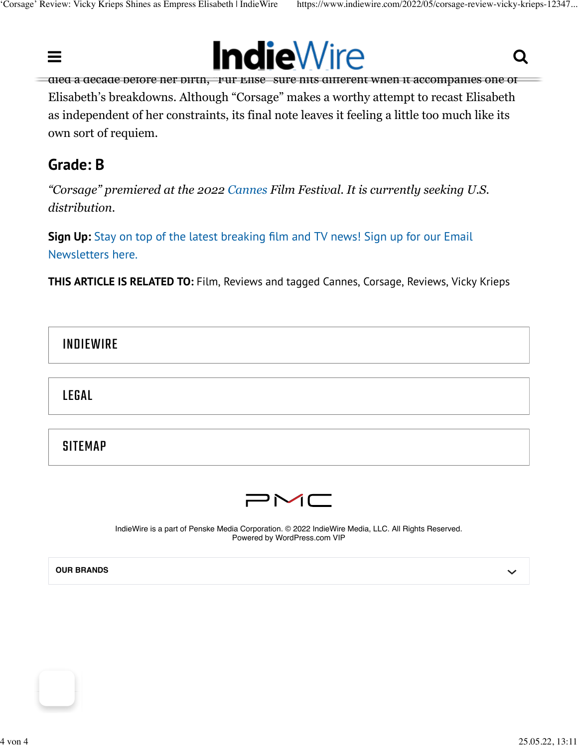died a decade before her birth, "Fur Elise" sure hits different when it accompanies one of Elisabeth's breakdowns. Although "Corsage" makes a worthy attempt to recast Elisabeth as independent of her constraints, its final note leaves it feeling a little too much like its own sort of requiem.

## Grade: B

*"Corsage" premiered at the 2022 Cannes Film Festival. It is currently seeking U.S. distribution.*

**Sign Up:** Stay on top of the latest breaking film and TV news! Sign up for our Email Newsletters here.

**THIS ARTICLE IS RELATED TO:** Film, Reviews and tagged Cannes, Corsage, Reviews, Vicky Krieps

INDIEWIRE

LEGAL

SITEMAP

PMC

IndieWire is a part of Penske Media Corporation. © 2022 IndieWire Media, LLC. All Rights Reserved.
Powered by WordPress.com VIP

OUR BRANDS